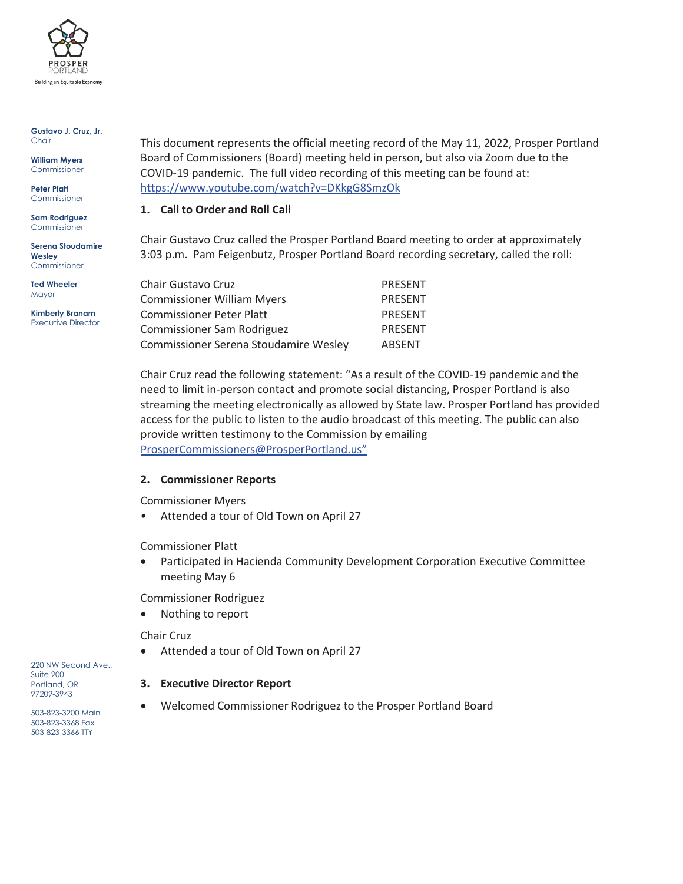PROSPER PORTLAND

Building an Equitable Economy

**Gustavo J. Cruz, Jr.**
Chair

**William Myers**
Commissioner

**Peter Platt**
Commissioner

**Sam Rodriguez**
Commissioner

**Serena Stoudamire Wesley**
Commissioner

**Ted Wheeler**
Mayor

**Kimberly Branam**
Executive Director

220 NW Second Ave.,
Suite 200
Portland, OR
97209-3943

503-823-3200 Main
503-823-3368 Fax
503-823-3366 TTY

This document represents the official meeting record of the May 11, 2022, Prosper Portland Board of Commissioners (Board) meeting held in person, but also via Zoom due to the COVID-19 pandemic. The full video recording of this meeting can be found at: https://www.youtube.com/watch?v=DKkgG8SmzOk

## 1. Call to Order and Roll Call

Chair Gustavo Cruz called the Prosper Portland Board meeting to order at approximately 3:03 p.m. Pam Feigenbutz, Prosper Portland Board recording secretary, called the roll:

| | |
|---|---|
| Chair Gustavo Cruz | PRESENT |
| Commissioner William Myers | PRESENT |
| Commissioner Peter Platt | PRESENT |
| Commissioner Sam Rodriguez | PRESENT |
| Commissioner Serena Stoudamire Wesley | ABSENT |

Chair Cruz read the following statement: "As a result of the COVID-19 pandemic and the need to limit in-person contact and promote social distancing, Prosper Portland is also streaming the meeting electronically as allowed by State law. Prosper Portland has provided access for the public to listen to the audio broadcast of this meeting. The public can also provide written testimony to the Commission by emailing ProsperCommissioners@ProsperPortland.us"

## 2. Commissioner Reports

Commissioner Myers

- Attended a tour of Old Town on April 27

Commissioner Platt

- Participated in Hacienda Community Development Corporation Executive Committee meeting May 6

Commissioner Rodriguez

- Nothing to report

Chair Cruz

- Attended a tour of Old Town on April 27

## 3. Executive Director Report

- Welcomed Commissioner Rodriguez to the Prosper Portland Board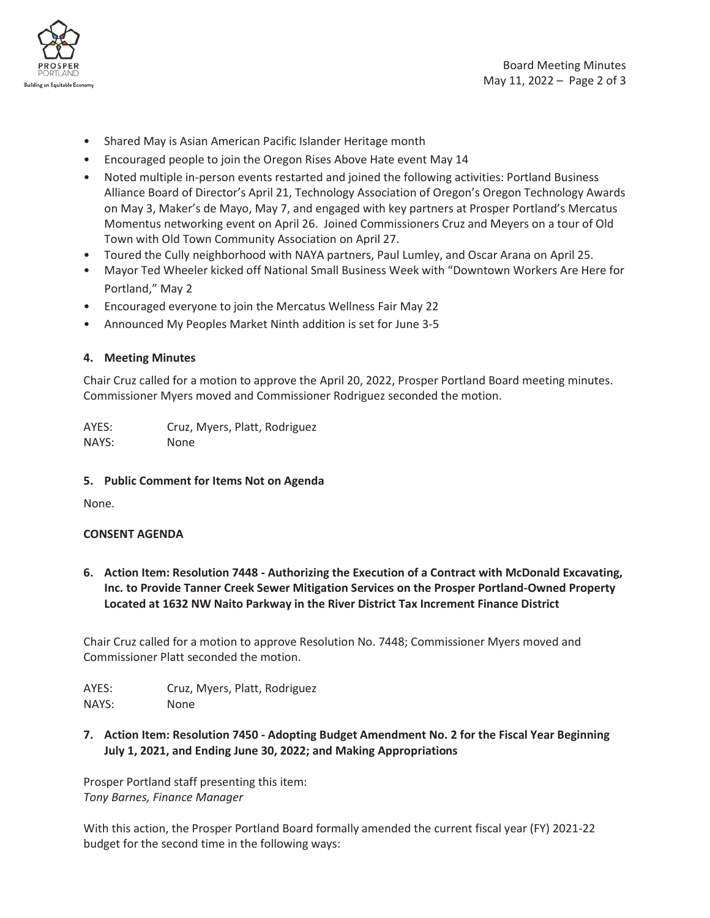- Shared May is Asian American Pacific Islander Heritage month
- Encouraged people to join the Oregon Rises Above Hate event May 14
- Noted multiple in-person events restarted and joined the following activities: Portland Business Alliance Board of Director's April 21, Technology Association of Oregon's Oregon Technology Awards on May 3, Maker's de Mayo, May 7, and engaged with key partners at Prosper Portland's Mercatus Momentus networking event on April 26. Joined Commissioners Cruz and Meyers on a tour of Old Town with Old Town Community Association on April 27.
- Toured the Cully neighborhood with NAYA partners, Paul Lumley, and Oscar Arana on April 25.
- Mayor Ted Wheeler kicked off National Small Business Week with "Downtown Workers Are Here for Portland," May 2
- Encouraged everyone to join the Mercatus Wellness Fair May 22
- Announced My Peoples Market Ninth addition is set for June 3-5

**4. Meeting Minutes**

Chair Cruz called for a motion to approve the April 20, 2022, Prosper Portland Board meeting minutes. Commissioner Myers moved and Commissioner Rodriguez seconded the motion.

AYES: Cruz, Myers, Platt, Rodriguez
NAYS: None

**5. Public Comment for Items Not on Agenda**

None.

**CONSENT AGENDA**

**6. Action Item: Resolution 7448 - Authorizing the Execution of a Contract with McDonald Excavating, Inc. to Provide Tanner Creek Sewer Mitigation Services on the Prosper Portland-Owned Property Located at 1632 NW Naito Parkway in the River District Tax Increment Finance District**

Chair Cruz called for a motion to approve Resolution No. 7448; Commissioner Myers moved and Commissioner Platt seconded the motion.

AYES: Cruz, Myers, Platt, Rodriguez
NAYS: None

**7. Action Item: Resolution 7450 - Adopting Budget Amendment No. 2 for the Fiscal Year Beginning July 1, 2021, and Ending June 30, 2022; and Making Appropriations**

Prosper Portland staff presenting this item:
*Tony Barnes, Finance Manager*

With this action, the Prosper Portland Board formally amended the current fiscal year (FY) 2021-22 budget for the second time in the following ways: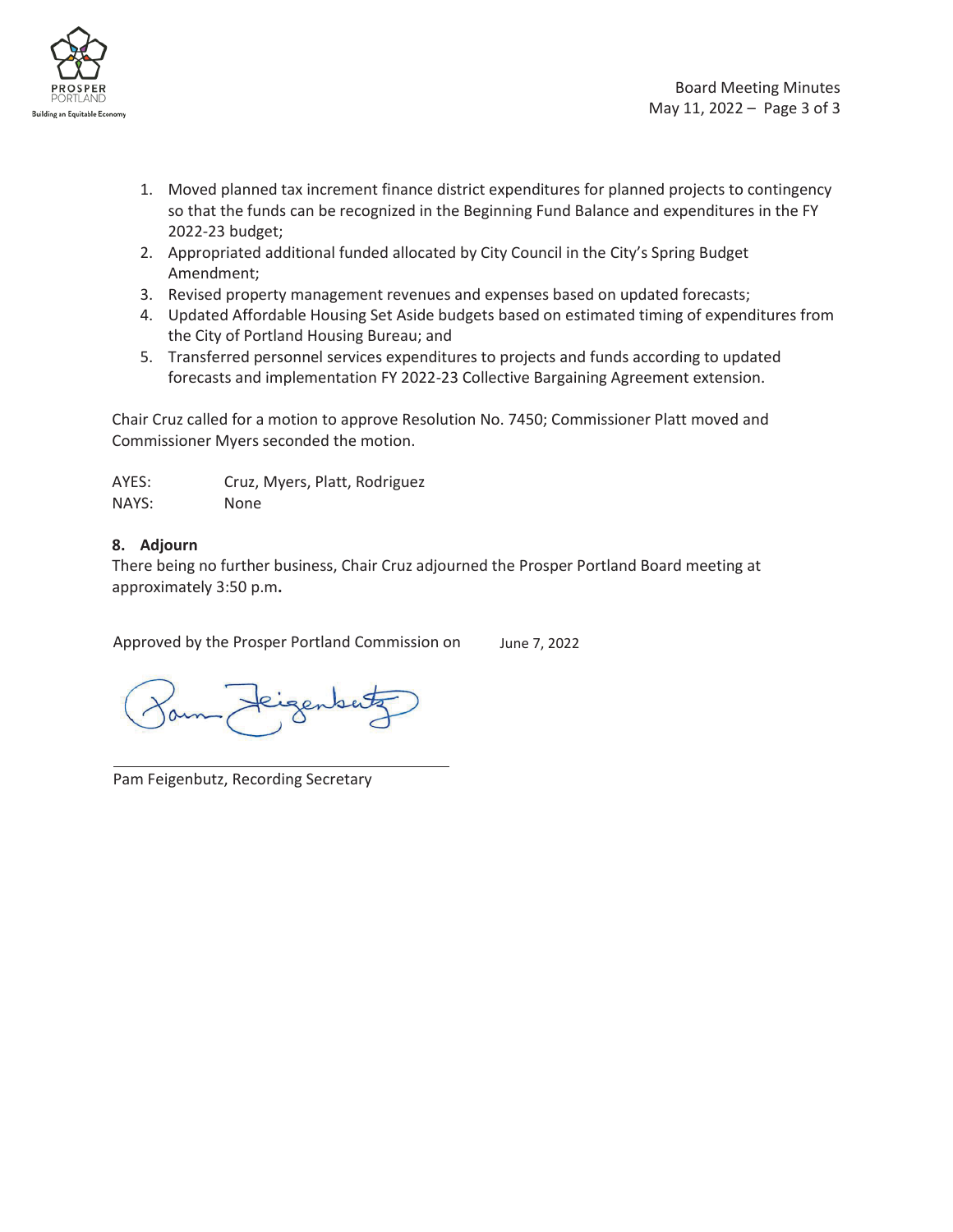1. Moved planned tax increment finance district expenditures for planned projects to contingency so that the funds can be recognized in the Beginning Fund Balance and expenditures in the FY 2022-23 budget;
2. Appropriated additional funded allocated by City Council in the City's Spring Budget Amendment;
3. Revised property management revenues and expenses based on updated forecasts;
4. Updated Affordable Housing Set Aside budgets based on estimated timing of expenditures from the City of Portland Housing Bureau; and
5. Transferred personnel services expenditures to projects and funds according to updated forecasts and implementation FY 2022-23 Collective Bargaining Agreement extension.

Chair Cruz called for a motion to approve Resolution No. 7450; Commissioner Platt moved and Commissioner Myers seconded the motion.

AYES: Cruz, Myers, Platt, Rodriguez
NAYS: None

**8. Adjourn**

There being no further business, Chair Cruz adjourned the Prosper Portland Board meeting at approximately 3:50 p.m.

Approved by the Prosper Portland Commission on June 7, 2022

Pam Feigenbutz, Recording Secretary